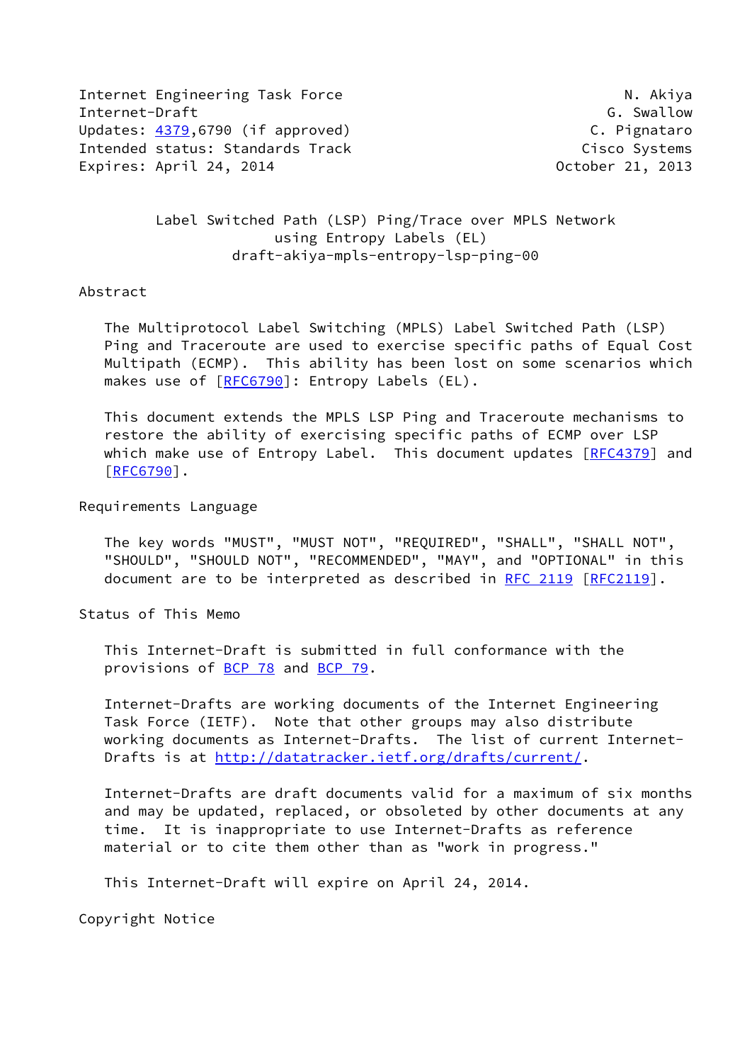Internet Engineering Task Force N. Akiya
Internet-Draft G. Swallow
Updates: 4379,6790 (if approved) C. Pignataro
Intended status: Standards Track Cisco Systems
Expires: April 24, 2014 October 21, 2013

# Label Switched Path (LSP) Ping/Trace over MPLS Network using Entropy Labels (EL)

draft-akiya-mpls-entropy-lsp-ping-00

## Abstract

The Multiprotocol Label Switching (MPLS) Label Switched Path (LSP) Ping and Traceroute are used to exercise specific paths of Equal Cost Multipath (ECMP). This ability has been lost on some scenarios which makes use of [RFC6790]: Entropy Labels (EL).

This document extends the MPLS LSP Ping and Traceroute mechanisms to restore the ability of exercising specific paths of ECMP over LSP which make use of Entropy Label. This document updates [RFC4379] and [RFC6790].

## Requirements Language

The key words "MUST", "MUST NOT", "REQUIRED", "SHALL", "SHALL NOT", "SHOULD", "SHOULD NOT", "RECOMMENDED", "MAY", and "OPTIONAL" in this document are to be interpreted as described in RFC 2119 [RFC2119].

## Status of This Memo

This Internet-Draft is submitted in full conformance with the provisions of BCP 78 and BCP 79.

Internet-Drafts are working documents of the Internet Engineering Task Force (IETF). Note that other groups may also distribute working documents as Internet-Drafts. The list of current Internet-Drafts is at http://datatracker.ietf.org/drafts/current/.

Internet-Drafts are draft documents valid for a maximum of six months and may be updated, replaced, or obsoleted by other documents at any time. It is inappropriate to use Internet-Drafts as reference material or to cite them other than as "work in progress."

This Internet-Draft will expire on April 24, 2014.

## Copyright Notice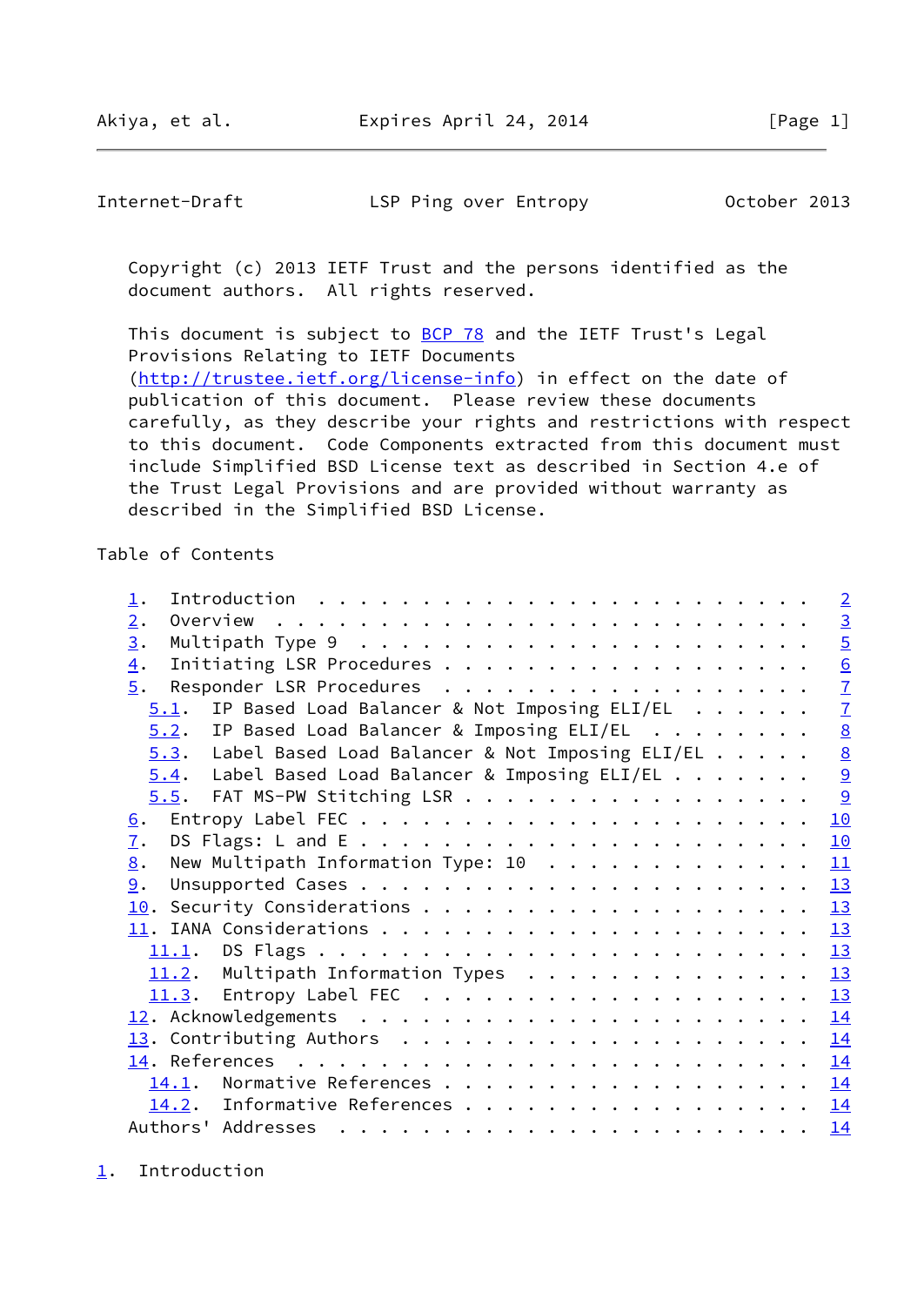Copyright (c) 2013 IETF Trust and the persons identified as the document authors. All rights reserved.

This document is subject to BCP 78 and the IETF Trust's Legal Provisions Relating to IETF Documents (http://trustee.ietf.org/license-info) in effect on the date of publication of this document. Please review these documents carefully, as they describe your rights and restrictions with respect to this document. Code Components extracted from this document must include Simplified BSD License text as described in Section 4.e of the Trust Legal Provisions and are provided without warranty as described in the Simplified BSD License.

Table of Contents

```
   1.  Introduction . . . . . . . . . . . . . . . . . . . . . . . .   2
   2.  Overview . . . . . . . . . . . . . . . . . . . . . . . . . .   3
   3.  Multipath Type 9 . . . . . . . . . . . . . . . . . . . . . .   5
   4.  Initiating LSR Procedures . . . . . . . . . . . . . . . . . .   6
   5.  Responder LSR Procedures . . . . . . . . . . . . . . . . . .   7
     5.1.  IP Based Load Balancer & Not Imposing ELI/EL . . . . . .   7
     5.2.  IP Based Load Balancer & Imposing ELI/EL . . . . . . . .   8
     5.3.  Label Based Load Balancer & Not Imposing ELI/EL . . . . .   8
     5.4.  Label Based Load Balancer & Imposing ELI/EL . . . . . . .   9
     5.5.  FAT MS-PW Stitching LSR . . . . . . . . . . . . . . . . .   9
   6.  Entropy Label FEC . . . . . . . . . . . . . . . . . . . . . .  10
   7.  DS Flags: L and E . . . . . . . . . . . . . . . . . . . . . .  10
   8.  New Multipath Information Type: 10 . . . . . . . . . . . . .  11
   9.  Unsupported Cases . . . . . . . . . . . . . . . . . . . . . .  13
   10. Security Considerations . . . . . . . . . . . . . . . . . . .  13
   11. IANA Considerations . . . . . . . . . . . . . . . . . . . . .  13
     11.1.  DS Flags . . . . . . . . . . . . . . . . . . . . . . . .  13
     11.2.  Multipath Information Types . . . . . . . . . . . . . . .  13
     11.3.  Entropy Label FEC . . . . . . . . . . . . . . . . . . . .  13
   12. Acknowledgements . . . . . . . . . . . . . . . . . . . . . .  14
   13. Contributing Authors . . . . . . . . . . . . . . . . . . . .  14
   14. References . . . . . . . . . . . . . . . . . . . . . . . . .  14
     14.1.  Normative References . . . . . . . . . . . . . . . . . .  14
     14.2.  Informative References . . . . . . . . . . . . . . . . .  14
   Authors' Addresses . . . . . . . . . . . . . . . . . . . . . . .  14
```

# 1. Introduction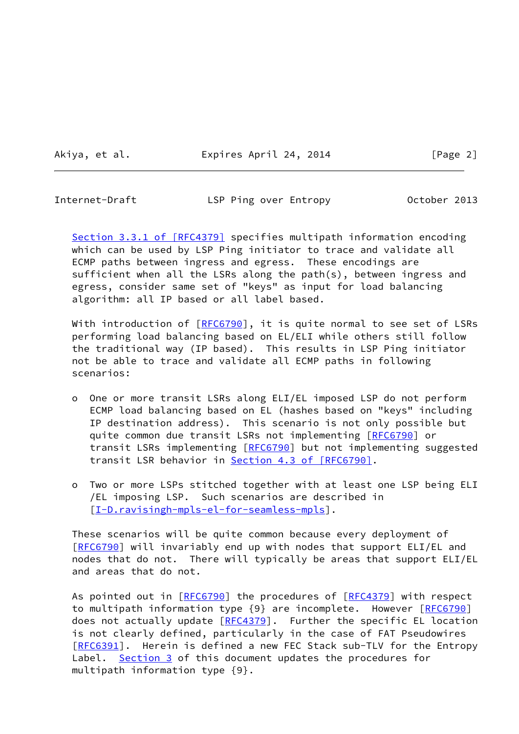Section 3.3.1 of [RFC4379] specifies multipath information encoding which can be used by LSP Ping initiator to trace and validate all ECMP paths between ingress and egress. These encodings are sufficient when all the LSRs along the path(s), between ingress and egress, consider same set of "keys" as input for load balancing algorithm: all IP based or all label based.

With introduction of [RFC6790], it is quite normal to see set of LSRs performing load balancing based on EL/ELI while others still follow the traditional way (IP based). This results in LSP Ping initiator not be able to trace and validate all ECMP paths in following scenarios:

- One or more transit LSRs along ELI/EL imposed LSP do not perform ECMP load balancing based on EL (hashes based on "keys" including IP destination address). This scenario is not only possible but quite common due transit LSRs not implementing [RFC6790] or transit LSRs implementing [RFC6790] but not implementing suggested transit LSR behavior in Section 4.3 of [RFC6790].

- Two or more LSPs stitched together with at least one LSP being ELI /EL imposing LSP. Such scenarios are described in [I-D.ravisingh-mpls-el-for-seamless-mpls].

These scenarios will be quite common because every deployment of [RFC6790] will invariably end up with nodes that support ELI/EL and nodes that do not. There will typically be areas that support ELI/EL and areas that do not.

As pointed out in [RFC6790] the procedures of [RFC4379] with respect to multipath information type {9} are incomplete. However [RFC6790] does not actually update [RFC4379]. Further the specific EL location is not clearly defined, particularly in the case of FAT Pseudowires [RFC6391]. Herein is defined a new FEC Stack sub-TLV for the Entropy Label. Section 3 of this document updates the procedures for multipath information type {9}.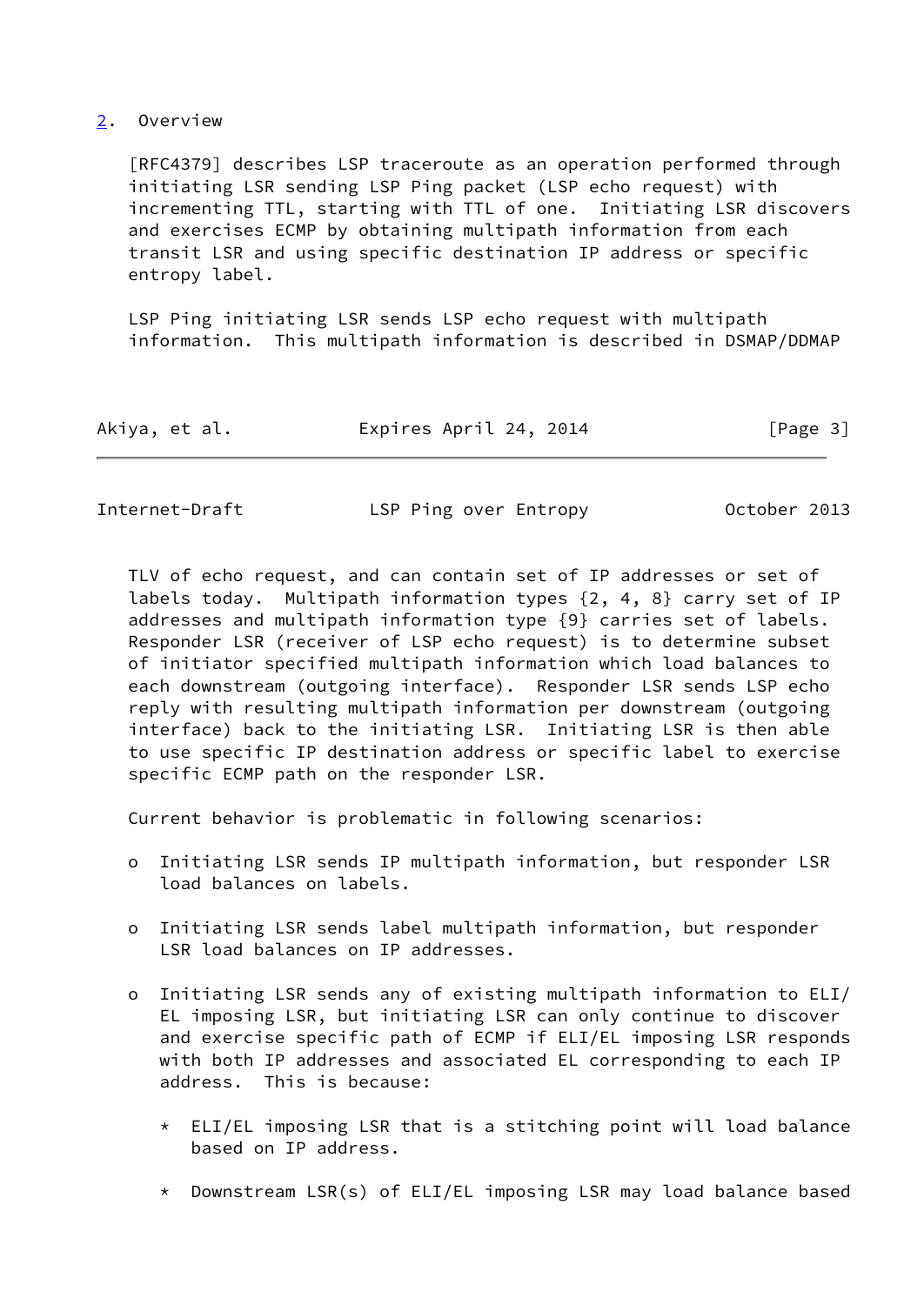## 2. Overview

[RFC4379] describes LSP traceroute as an operation performed through initiating LSR sending LSP Ping packet (LSP echo request) with incrementing TTL, starting with TTL of one. Initiating LSR discovers and exercises ECMP by obtaining multipath information from each transit LSR and using specific destination IP address or specific entropy label.

LSP Ping initiating LSR sends LSP echo request with multipath information. This multipath information is described in DSMAP/DDMAP TLV of echo request, and can contain set of IP addresses or set of labels today. Multipath information types {2, 4, 8} carry set of IP addresses and multipath information type {9} carries set of labels. Responder LSR (receiver of LSP echo request) is to determine subset of initiator specified multipath information which load balances to each downstream (outgoing interface). Responder LSR sends LSP echo reply with resulting multipath information per downstream (outgoing interface) back to the initiating LSR. Initiating LSR is then able to use specific IP destination address or specific label to exercise specific ECMP path on the responder LSR.

Current behavior is problematic in following scenarios:

- Initiating LSR sends IP multipath information, but responder LSR load balances on labels.
- Initiating LSR sends label multipath information, but responder LSR load balances on IP addresses.
- Initiating LSR sends any of existing multipath information to ELI/EL imposing LSR, but initiating LSR can only continue to discover and exercise specific path of ECMP if ELI/EL imposing LSR responds with both IP addresses and associated EL corresponding to each IP address. This is because:
  - ELI/EL imposing LSR that is a stitching point will load balance based on IP address.
  - Downstream LSR(s) of ELI/EL imposing LSR may load balance based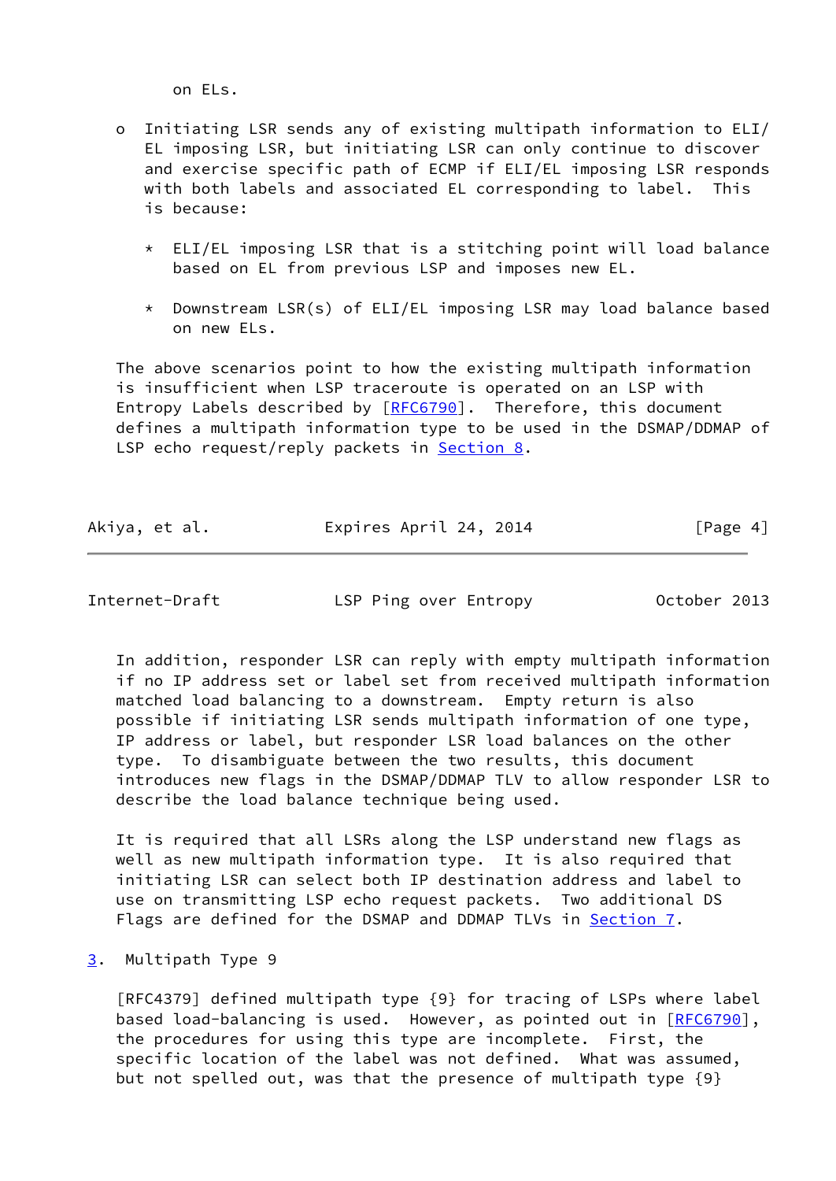on ELs.

- Initiating LSR sends any of existing multipath information to ELI/EL imposing LSR, but initiating LSR can only continue to discover and exercise specific path of ECMP if ELI/EL imposing LSR responds with both labels and associated EL corresponding to label. This is because:

  * ELI/EL imposing LSR that is a stitching point will load balance based on EL from previous LSP and imposes new EL.

  * Downstream LSR(s) of ELI/EL imposing LSR may load balance based on new ELs.

The above scenarios point to how the existing multipath information is insufficient when LSP traceroute is operated on an LSP with Entropy Labels described by [RFC6790]. Therefore, this document defines a multipath information type to be used in the DSMAP/DDMAP of LSP echo request/reply packets in Section 8.

In addition, responder LSR can reply with empty multipath information if no IP address set or label set from received multipath information matched load balancing to a downstream. Empty return is also possible if initiating LSR sends multipath information of one type, IP address or label, but responder LSR load balances on the other type. To disambiguate between the two results, this document introduces new flags in the DSMAP/DDMAP TLV to allow responder LSR to describe the load balance technique being used.

It is required that all LSRs along the LSP understand new flags as well as new multipath information type. It is also required that initiating LSR can select both IP destination address and label to use on transmitting LSP echo request packets. Two additional DS Flags are defined for the DSMAP and DDMAP TLVs in Section 7.

## 3. Multipath Type 9

[RFC4379] defined multipath type {9} for tracing of LSPs where label based load-balancing is used. However, as pointed out in [RFC6790], the procedures for using this type are incomplete. First, the specific location of the label was not defined. What was assumed, but not spelled out, was that the presence of multipath type {9}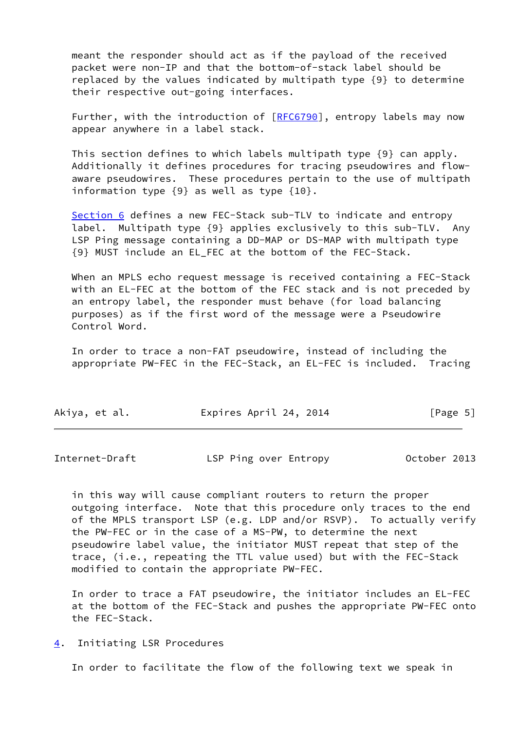meant the responder should act as if the payload of the received packet were non-IP and that the bottom-of-stack label should be replaced by the values indicated by multipath type {9} to determine their respective out-going interfaces.

Further, with the introduction of [RFC6790], entropy labels may now appear anywhere in a label stack.

This section defines to which labels multipath type {9} can apply. Additionally it defines procedures for tracing pseudowires and flow-aware pseudowires. These procedures pertain to the use of multipath information type {9} as well as type {10}.

Section 6 defines a new FEC-Stack sub-TLV to indicate and entropy label. Multipath type {9} applies exclusively to this sub-TLV. Any LSP Ping message containing a DD-MAP or DS-MAP with multipath type {9} MUST include an EL_FEC at the bottom of the FEC-Stack.

When an MPLS echo request message is received containing a FEC-Stack with an EL-FEC at the bottom of the FEC stack and is not preceded by an entropy label, the responder must behave (for load balancing purposes) as if the first word of the message were a Pseudowire Control Word.

In order to trace a non-FAT pseudowire, instead of including the appropriate PW-FEC in the FEC-Stack, an EL-FEC is included. Tracing in this way will cause compliant routers to return the proper outgoing interface. Note that this procedure only traces to the end of the MPLS transport LSP (e.g. LDP and/or RSVP). To actually verify the PW-FEC or in the case of a MS-PW, to determine the next pseudowire label value, the initiator MUST repeat that step of the trace, (i.e., repeating the TTL value used) but with the FEC-Stack modified to contain the appropriate PW-FEC.

In order to trace a FAT pseudowire, the initiator includes an EL-FEC at the bottom of the FEC-Stack and pushes the appropriate PW-FEC onto the FEC-Stack.

## 4. Initiating LSR Procedures

In order to facilitate the flow of the following text we speak in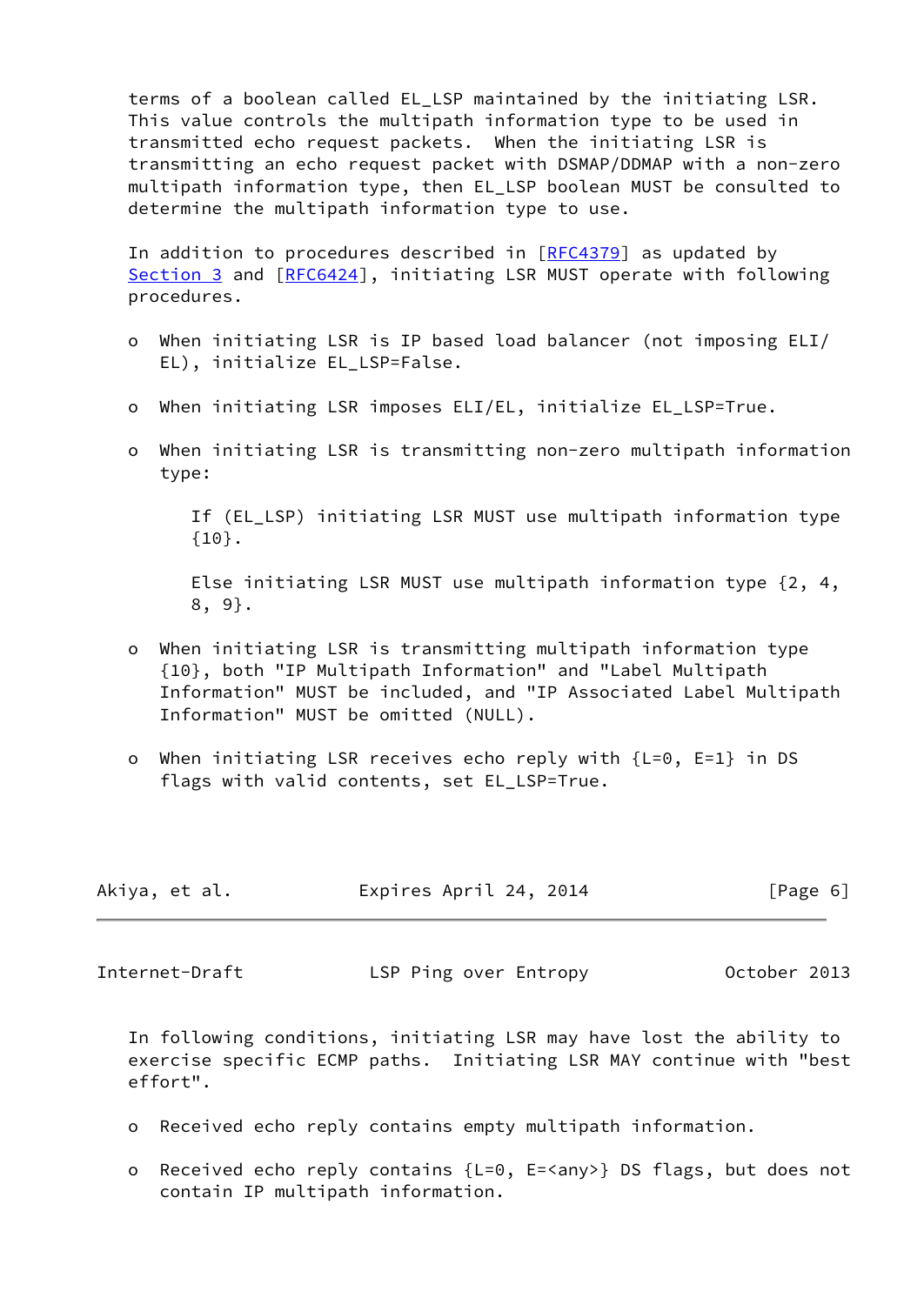terms of a boolean called EL_LSP maintained by the initiating LSR. This value controls the multipath information type to be used in transmitted echo request packets. When the initiating LSR is transmitting an echo request packet with DSMAP/DDMAP with a non-zero multipath information type, then EL_LSP boolean MUST be consulted to determine the multipath information type to use.

In addition to procedures described in [RFC4379] as updated by Section 3 and [RFC6424], initiating LSR MUST operate with following procedures.

- When initiating LSR is IP based load balancer (not imposing ELI/EL), initialize EL_LSP=False.

- When initiating LSR imposes ELI/EL, initialize EL_LSP=True.

- When initiating LSR is transmitting non-zero multipath information type:

  If (EL_LSP) initiating LSR MUST use multipath information type {10}.

  Else initiating LSR MUST use multipath information type {2, 4, 8, 9}.

- When initiating LSR is transmitting multipath information type {10}, both "IP Multipath Information" and "Label Multipath Information" MUST be included, and "IP Associated Label Multipath Information" MUST be omitted (NULL).

- When initiating LSR receives echo reply with {L=0, E=1} in DS flags with valid contents, set EL_LSP=True.

In following conditions, initiating LSR may have lost the ability to exercise specific ECMP paths. Initiating LSR MAY continue with "best effort".

- Received echo reply contains empty multipath information.

- Received echo reply contains {L=0, E=<any>} DS flags, but does not contain IP multipath information.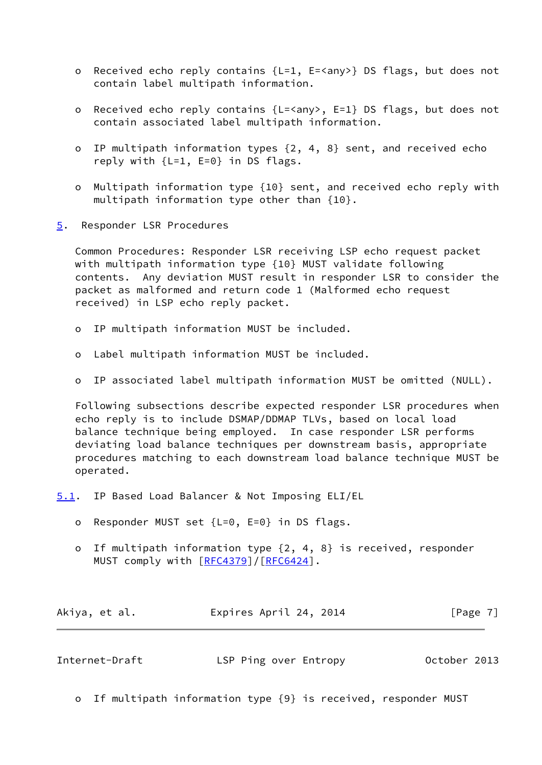- Received echo reply contains {L=1, E=<any>} DS flags, but does not contain label multipath information.

- Received echo reply contains {L=<any>, E=1} DS flags, but does not contain associated label multipath information.

- IP multipath information types {2, 4, 8} sent, and received echo reply with {L=1, E=0} in DS flags.

- Multipath information type {10} sent, and received echo reply with multipath information type other than {10}.

## 5. Responder LSR Procedures

Common Procedures: Responder LSR receiving LSP echo request packet with multipath information type {10} MUST validate following contents. Any deviation MUST result in responder LSR to consider the packet as malformed and return code 1 (Malformed echo request received) in LSP echo reply packet.

- IP multipath information MUST be included.

- Label multipath information MUST be included.

- IP associated label multipath information MUST be omitted (NULL).

Following subsections describe expected responder LSR procedures when echo reply is to include DSMAP/DDMAP TLVs, based on local load balance technique being employed. In case responder LSR performs deviating load balance techniques per downstream basis, appropriate procedures matching to each downstream load balance technique MUST be operated.

### 5.1. IP Based Load Balancer & Not Imposing ELI/EL

- Responder MUST set {L=0, E=0} in DS flags.

- If multipath information type {2, 4, 8} is received, responder MUST comply with [RFC4379]/[RFC6424].

- If multipath information type {9} is received, responder MUST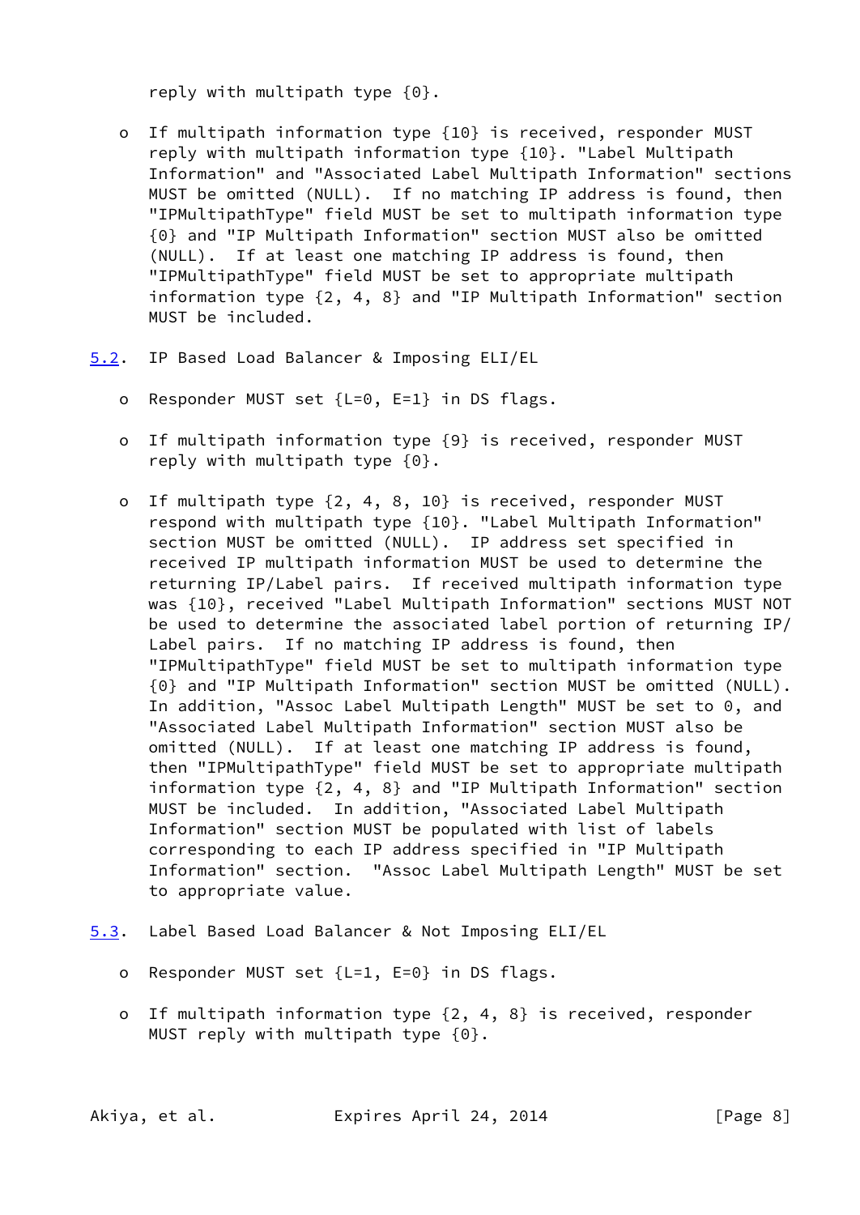reply with multipath type {0}.

- If multipath information type {10} is received, responder MUST reply with multipath information type {10}. "Label Multipath Information" and "Associated Label Multipath Information" sections MUST be omitted (NULL). If no matching IP address is found, then "IPMultipathType" field MUST be set to multipath information type {0} and "IP Multipath Information" section MUST also be omitted (NULL). If at least one matching IP address is found, then "IPMultipathType" field MUST be set to appropriate multipath information type {2, 4, 8} and "IP Multipath Information" section MUST be included.

## 5.2. IP Based Load Balancer & Imposing ELI/EL

- Responder MUST set {L=0, E=1} in DS flags.

- If multipath information type {9} is received, responder MUST reply with multipath type {0}.

- If multipath type {2, 4, 8, 10} is received, responder MUST respond with multipath type {10}. "Label Multipath Information" section MUST be omitted (NULL). IP address set specified in received IP multipath information MUST be used to determine the returning IP/Label pairs. If received multipath information type was {10}, received "Label Multipath Information" sections MUST NOT be used to determine the associated label portion of returning IP/Label pairs. If no matching IP address is found, then "IPMultipathType" field MUST be set to multipath information type {0} and "IP Multipath Information" section MUST be omitted (NULL). In addition, "Assoc Label Multipath Length" MUST be set to 0, and "Associated Label Multipath Information" section MUST also be omitted (NULL). If at least one matching IP address is found, then "IPMultipathType" field MUST be set to appropriate multipath information type {2, 4, 8} and "IP Multipath Information" section MUST be included. In addition, "Associated Label Multipath Information" section MUST be populated with list of labels corresponding to each IP address specified in "IP Multipath Information" section. "Assoc Label Multipath Length" MUST be set to appropriate value.

## 5.3. Label Based Load Balancer & Not Imposing ELI/EL

- Responder MUST set {L=1, E=0} in DS flags.

- If multipath information type {2, 4, 8} is received, responder MUST reply with multipath type {0}.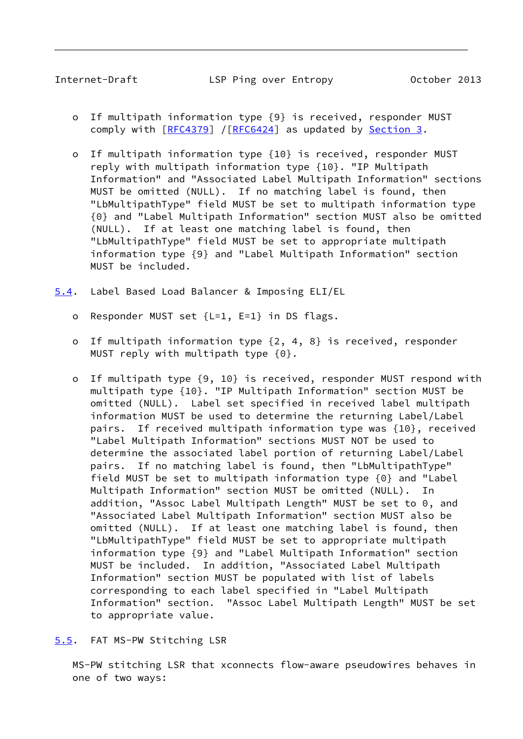- If multipath information type {9} is received, responder MUST comply with [RFC4379] /[RFC6424] as updated by Section 3.

- If multipath information type {10} is received, responder MUST reply with multipath information type {10}. "IP Multipath Information" and "Associated Label Multipath Information" sections MUST be omitted (NULL). If no matching label is found, then "LbMultipathType" field MUST be set to multipath information type {0} and "Label Multipath Information" section MUST also be omitted (NULL). If at least one matching label is found, then "LbMultipathType" field MUST be set to appropriate multipath information type {9} and "Label Multipath Information" section MUST be included.

### 5.4. Label Based Load Balancer & Imposing ELI/EL

- Responder MUST set {L=1, E=1} in DS flags.

- If multipath information type {2, 4, 8} is received, responder MUST reply with multipath type {0}.

- If multipath type {9, 10} is received, responder MUST respond with multipath type {10}. "IP Multipath Information" section MUST be omitted (NULL). Label set specified in received label multipath information MUST be used to determine the returning Label/Label pairs. If received multipath information type was {10}, received "Label Multipath Information" sections MUST NOT be used to determine the associated label portion of returning Label/Label pairs. If no matching label is found, then "LbMultipathType" field MUST be set to multipath information type {0} and "Label Multipath Information" section MUST be omitted (NULL). In addition, "Assoc Label Multipath Length" MUST be set to 0, and "Associated Label Multipath Information" section MUST also be omitted (NULL). If at least one matching label is found, then "LbMultipathType" field MUST be set to appropriate multipath information type {9} and "Label Multipath Information" section MUST be included. In addition, "Associated Label Multipath Information" section MUST be populated with list of labels corresponding to each label specified in "Label Multipath Information" section. "Assoc Label Multipath Length" MUST be set to appropriate value.

### 5.5. FAT MS-PW Stitching LSR

MS-PW stitching LSR that xconnects flow-aware pseudowires behaves in one of two ways: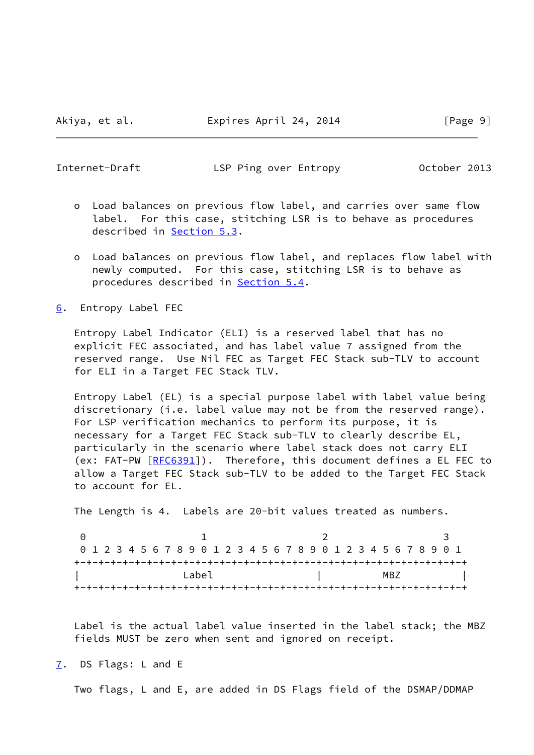- Load balances on previous flow label, and carries over same flow label. For this case, stitching LSR is to behave as procedures described in Section 5.3.

- Load balances on previous flow label, and replaces flow label with newly computed. For this case, stitching LSR is to behave as procedures described in Section 5.4.

## 6. Entropy Label FEC

Entropy Label Indicator (ELI) is a reserved label that has no explicit FEC associated, and has label value 7 assigned from the reserved range. Use Nil FEC as Target FEC Stack sub-TLV to account for ELI in a Target FEC Stack TLV.

Entropy Label (EL) is a special purpose label with label value being discretionary (i.e. label value may not be from the reserved range). For LSP verification mechanics to perform its purpose, it is necessary for a Target FEC Stack sub-TLV to clearly describe EL, particularly in the scenario where label stack does not carry ELI (ex: FAT-PW [RFC6391]). Therefore, this document defines a EL FEC to allow a Target FEC Stack sub-TLV to be added to the Target FEC Stack to account for EL.

The Length is 4. Labels are 20-bit values treated as numbers.

```
 0                   1                   2                   3
 0 1 2 3 4 5 6 7 8 9 0 1 2 3 4 5 6 7 8 9 0 1 2 3 4 5 6 7 8 9 0 1
+-+-+-+-+-+-+-+-+-+-+-+-+-+-+-+-+-+-+-+-+-+-+-+-+-+-+-+-+-+-+-+-+
|                 Label                 |          MBZ          |
+-+-+-+-+-+-+-+-+-+-+-+-+-+-+-+-+-+-+-+-+-+-+-+-+-+-+-+-+-+-+-+-+
```

Label is the actual label value inserted in the label stack; the MBZ fields MUST be zero when sent and ignored on receipt.

## 7. DS Flags: L and E

Two flags, L and E, are added in DS Flags field of the DSMAP/DDMAP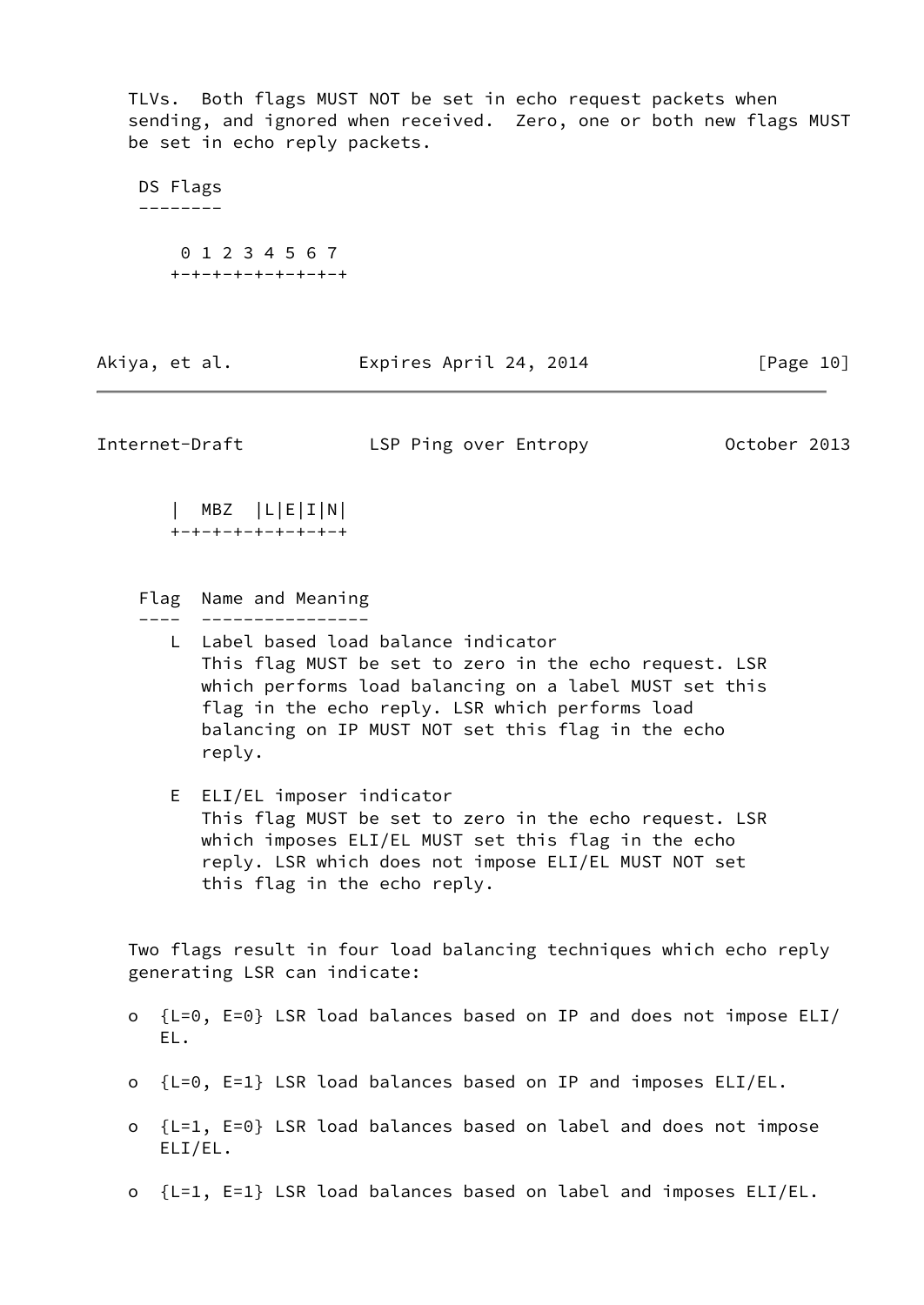TLVs. Both flags MUST NOT be set in echo request packets when sending, and ignored when received. Zero, one or both new flags MUST be set in echo reply packets.

DS Flags

```
 0 1 2 3 4 5 6 7
+-+-+-+-+-+-+-+-+
|  MBZ  |L|E|I|N|
+-+-+-+-+-+-+-+-+
```

| Flag | Name and Meaning |
|---|---|
| L | Label based load balance indicator<br>This flag MUST be set to zero in the echo request. LSR which performs load balancing on a label MUST set this flag in the echo reply. LSR which performs load balancing on IP MUST NOT set this flag in the echo reply. |
| E | ELI/EL imposer indicator<br>This flag MUST be set to zero in the echo request. LSR which imposes ELI/EL MUST set this flag in the echo reply. LSR which does not impose ELI/EL MUST NOT set this flag in the echo reply. |

Two flags result in four load balancing techniques which echo reply generating LSR can indicate:

- {L=0, E=0} LSR load balances based on IP and does not impose ELI/EL.
- {L=0, E=1} LSR load balances based on IP and imposes ELI/EL.
- {L=1, E=0} LSR load balances based on label and does not impose ELI/EL.
- {L=1, E=1} LSR load balances based on label and imposes ELI/EL.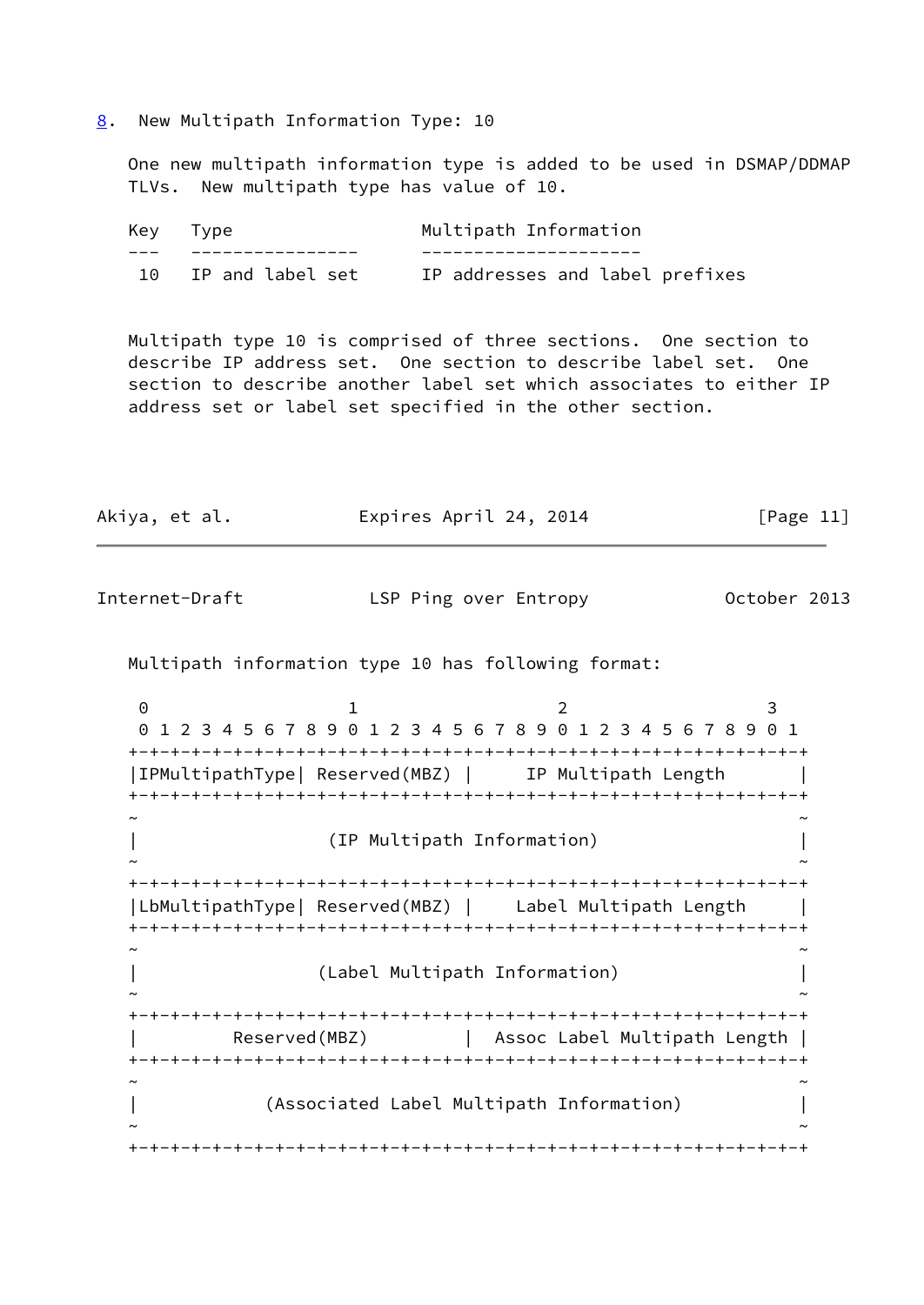## 8. New Multipath Information Type: 10

One new multipath information type is added to be used in DSMAP/DDMAP TLVs. New multipath type has value of 10.

| Key | Type | Multipath Information |
| --- | --- | --- |
| 10 | IP and label set | IP addresses and label prefixes |

Multipath type 10 is comprised of three sections. One section to describe IP address set. One section to describe label set. One section to describe another label set which associates to either IP address set or label set specified in the other section.

Multipath information type 10 has following format:

```
 0                   1                   2                   3
 0 1 2 3 4 5 6 7 8 9 0 1 2 3 4 5 6 7 8 9 0 1 2 3 4 5 6 7 8 9 0 1
+-+-+-+-+-+-+-+-+-+-+-+-+-+-+-+-+-+-+-+-+-+-+-+-+-+-+-+-+-+-+-+-+
|IPMultipathType| Reserved(MBZ) |     IP Multipath Length       |
+-+-+-+-+-+-+-+-+-+-+-+-+-+-+-+-+-+-+-+-+-+-+-+-+-+-+-+-+-+-+-+-+
~                                                               ~
|                  (IP Multipath Information)                   |
~                                                               ~
+-+-+-+-+-+-+-+-+-+-+-+-+-+-+-+-+-+-+-+-+-+-+-+-+-+-+-+-+-+-+-+-+
|LbMultipathType| Reserved(MBZ) |    Label Multipath Length     |
+-+-+-+-+-+-+-+-+-+-+-+-+-+-+-+-+-+-+-+-+-+-+-+-+-+-+-+-+-+-+-+-+
~                                                               ~
|                 (Label Multipath Information)                 |
~                                                               ~
+-+-+-+-+-+-+-+-+-+-+-+-+-+-+-+-+-+-+-+-+-+-+-+-+-+-+-+-+-+-+-+-+
|         Reserved(MBZ)         |  Assoc Label Multipath Length |
+-+-+-+-+-+-+-+-+-+-+-+-+-+-+-+-+-+-+-+-+-+-+-+-+-+-+-+-+-+-+-+-+
~                                                               ~
|            (Associated Label Multipath Information)           |
~                                                               ~
+-+-+-+-+-+-+-+-+-+-+-+-+-+-+-+-+-+-+-+-+-+-+-+-+-+-+-+-+-+-+-+-+
```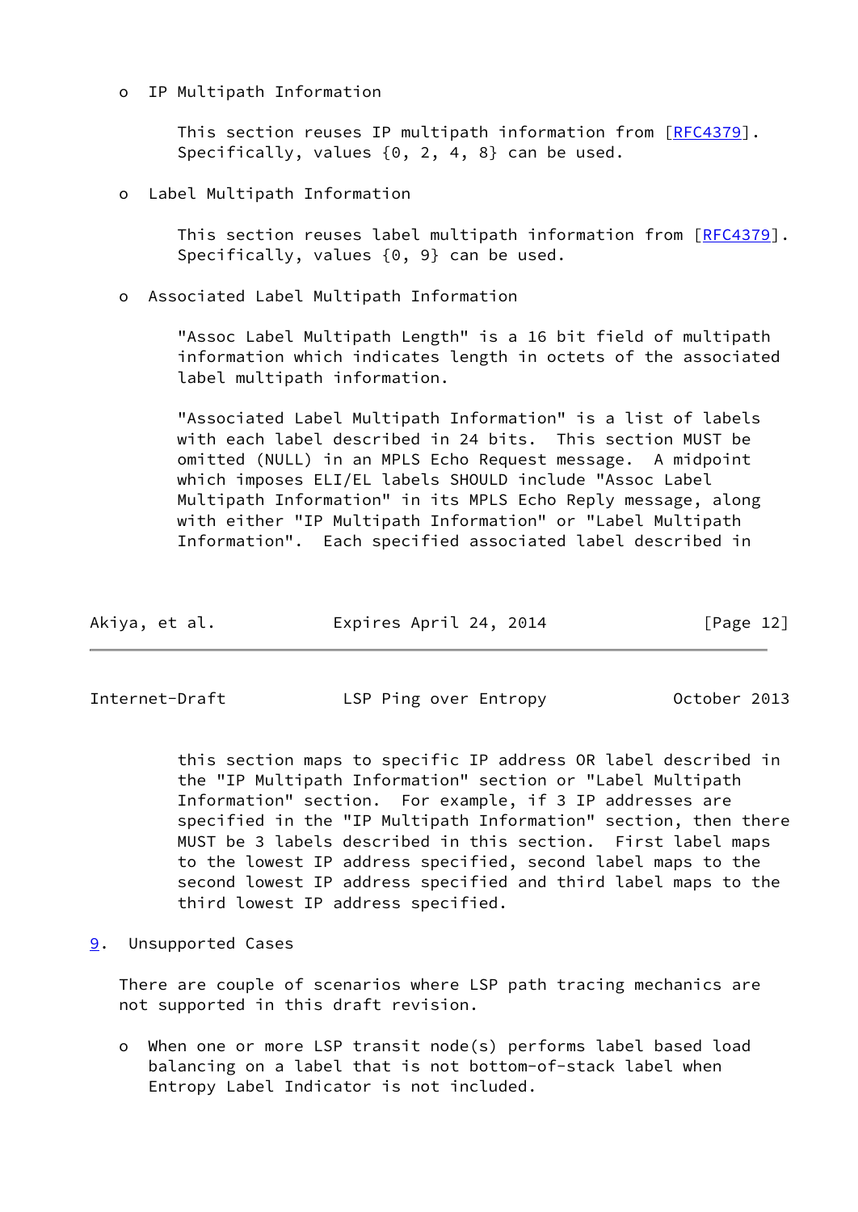- IP Multipath Information

  This section reuses IP multipath information from [RFC4379]. Specifically, values {0, 2, 4, 8} can be used.

- Label Multipath Information

  This section reuses label multipath information from [RFC4379]. Specifically, values {0, 9} can be used.

- Associated Label Multipath Information

  "Assoc Label Multipath Length" is a 16 bit field of multipath information which indicates length in octets of the associated label multipath information.

  "Associated Label Multipath Information" is a list of labels with each label described in 24 bits. This section MUST be omitted (NULL) in an MPLS Echo Request message. A midpoint which imposes ELI/EL labels SHOULD include "Assoc Label Multipath Information" in its MPLS Echo Reply message, along with either "IP Multipath Information" or "Label Multipath Information". Each specified associated label described in this section maps to specific IP address OR label described in the "IP Multipath Information" section or "Label Multipath Information" section. For example, if 3 IP addresses are specified in the "IP Multipath Information" section, then there MUST be 3 labels described in this section. First label maps to the lowest IP address specified, second label maps to the second lowest IP address specified and third label maps to the third lowest IP address specified.

## 9. Unsupported Cases

There are couple of scenarios where LSP path tracing mechanics are not supported in this draft revision.

- When one or more LSP transit node(s) performs label based load balancing on a label that is not bottom-of-stack label when Entropy Label Indicator is not included.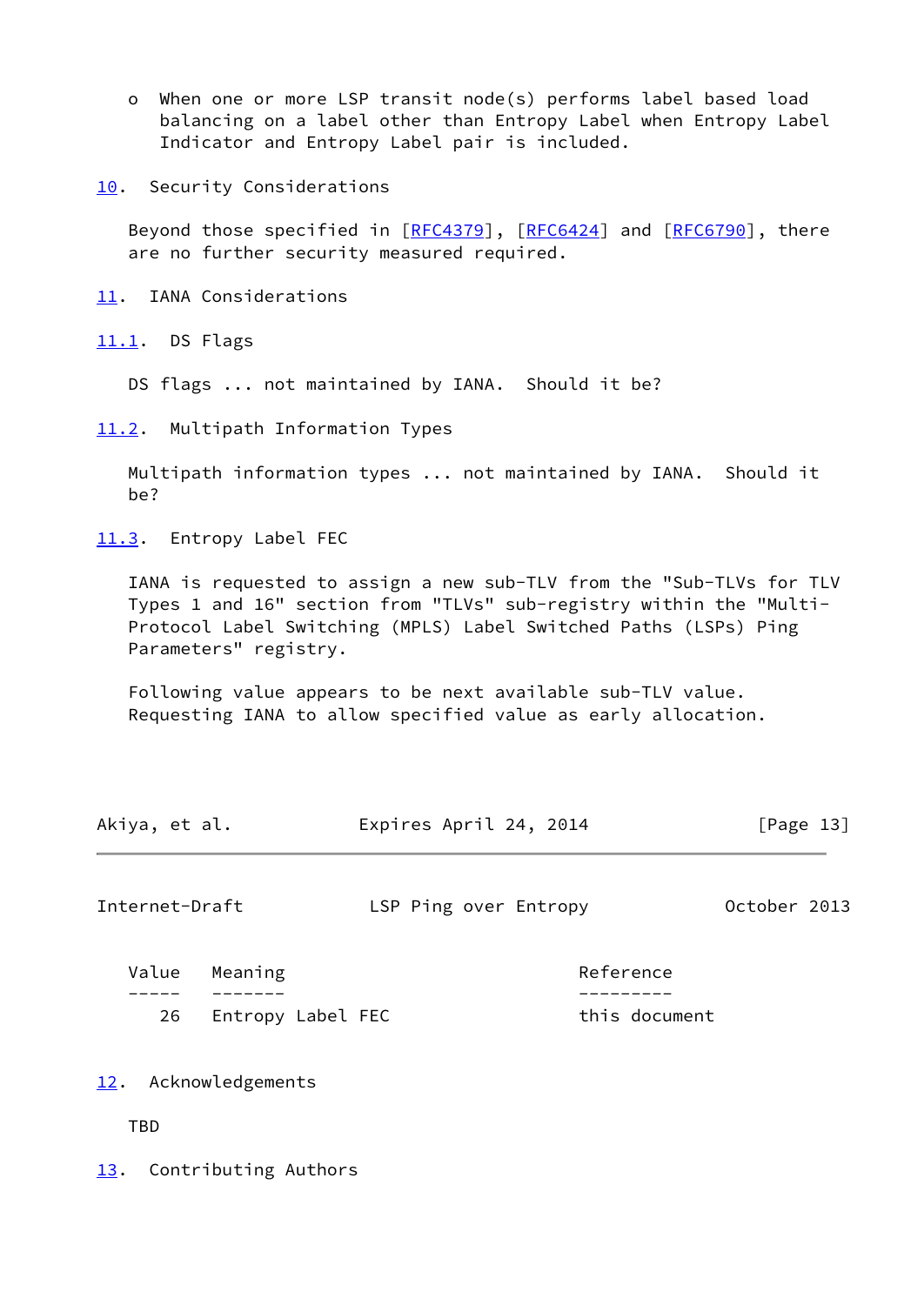- When one or more LSP transit node(s) performs label based load balancing on a label other than Entropy Label when Entropy Label Indicator and Entropy Label pair is included.

## 10. Security Considerations

Beyond those specified in [RFC4379], [RFC6424] and [RFC6790], there are no further security measured required.

## 11. IANA Considerations

### 11.1. DS Flags

DS flags ... not maintained by IANA. Should it be?

### 11.2. Multipath Information Types

Multipath information types ... not maintained by IANA. Should it be?

### 11.3. Entropy Label FEC

IANA is requested to assign a new sub-TLV from the "Sub-TLVs for TLV Types 1 and 16" section from "TLVs" sub-registry within the "Multi-Protocol Label Switching (MPLS) Label Switched Paths (LSPs) Ping Parameters" registry.

Following value appears to be next available sub-TLV value. Requesting IANA to allow specified value as early allocation.

| Value | Meaning | Reference |
| --- | --- | --- |
| 26 | Entropy Label FEC | this document |

## 12. Acknowledgements

TBD

## 13. Contributing Authors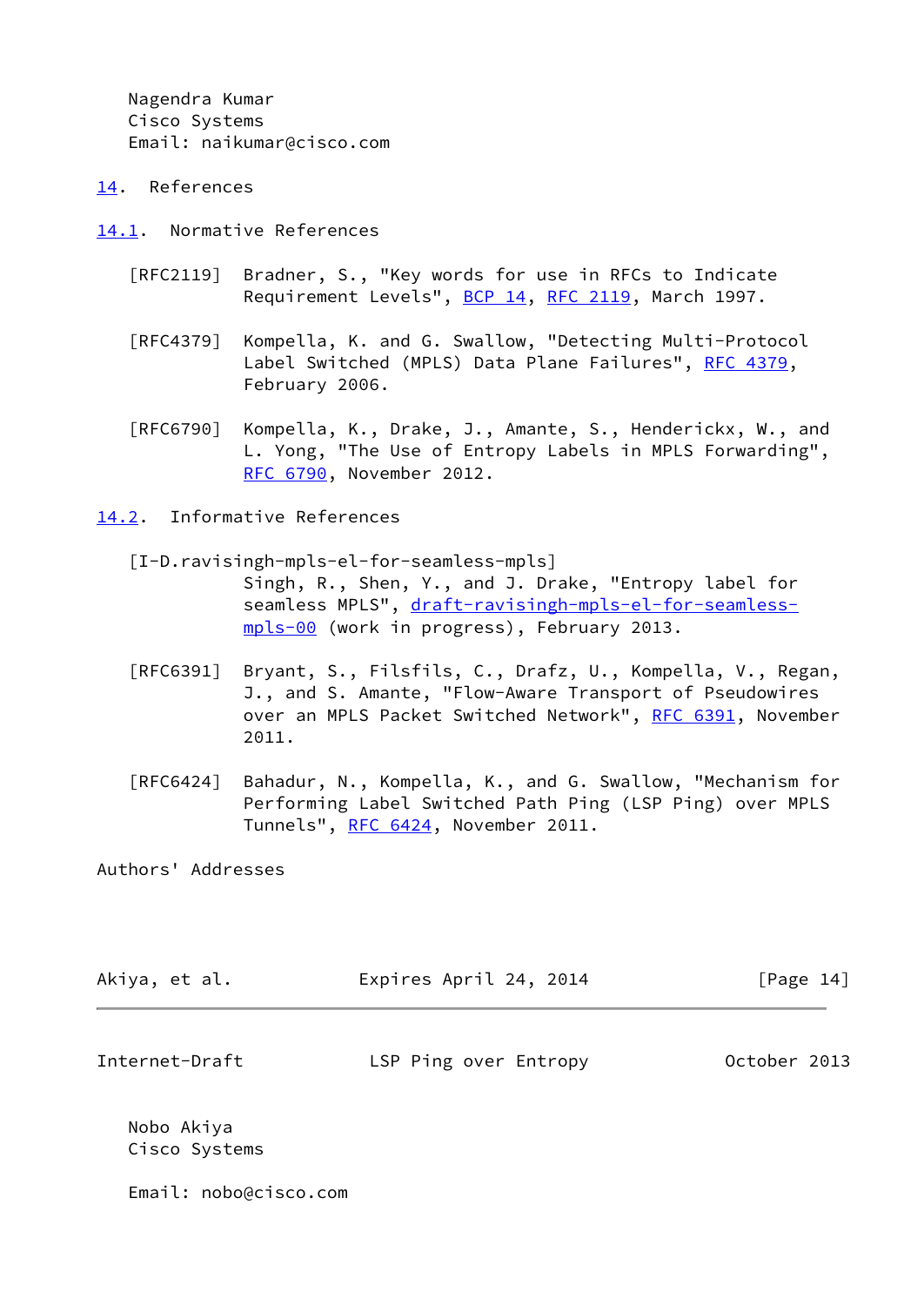Nagendra Kumar
Cisco Systems
Email: naikumar@cisco.com

# 14. References

## 14.1. Normative References

[RFC2119] Bradner, S., "Key words for use in RFCs to Indicate Requirement Levels", BCP 14, RFC 2119, March 1997.

[RFC4379] Kompella, K. and G. Swallow, "Detecting Multi-Protocol Label Switched (MPLS) Data Plane Failures", RFC 4379, February 2006.

[RFC6790] Kompella, K., Drake, J., Amante, S., Henderickx, W., and L. Yong, "The Use of Entropy Labels in MPLS Forwarding", RFC 6790, November 2012.

## 14.2. Informative References

[I-D.ravisingh-mpls-el-for-seamless-mpls] Singh, R., Shen, Y., and J. Drake, "Entropy label for seamless MPLS", draft-ravisingh-mpls-el-for-seamless-mpls-00 (work in progress), February 2013.

[RFC6391] Bryant, S., Filsfils, C., Drafz, U., Kompella, V., Regan, J., and S. Amante, "Flow-Aware Transport of Pseudowires over an MPLS Packet Switched Network", RFC 6391, November 2011.

[RFC6424] Bahadur, N., Kompella, K., and G. Swallow, "Mechanism for Performing Label Switched Path Ping (LSP Ping) over MPLS Tunnels", RFC 6424, November 2011.

Authors' Addresses

Nobo Akiya
Cisco Systems

Email: nobo@cisco.com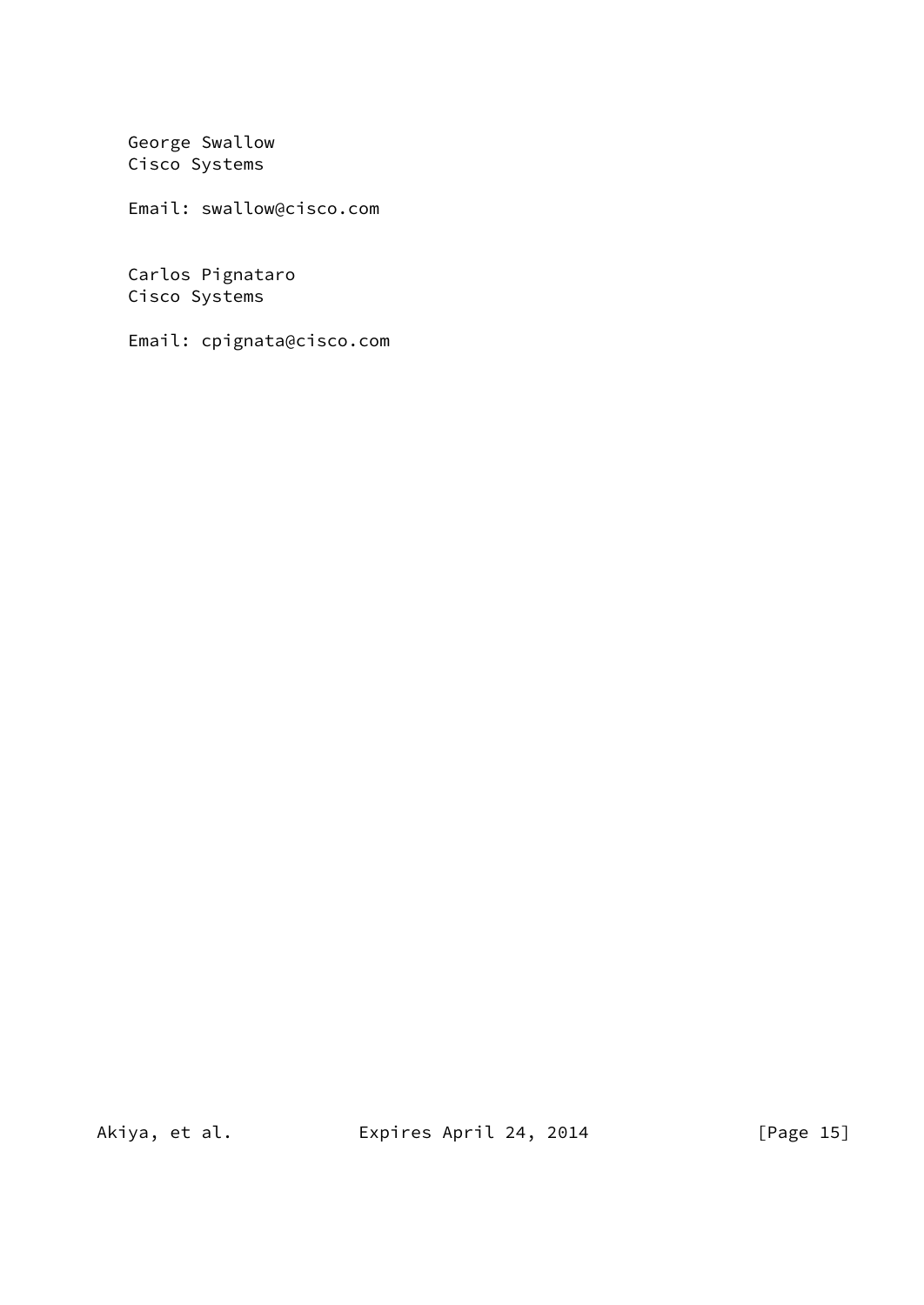George Swallow
Cisco Systems

Email: swallow@cisco.com

Carlos Pignataro
Cisco Systems

Email: cpignata@cisco.com